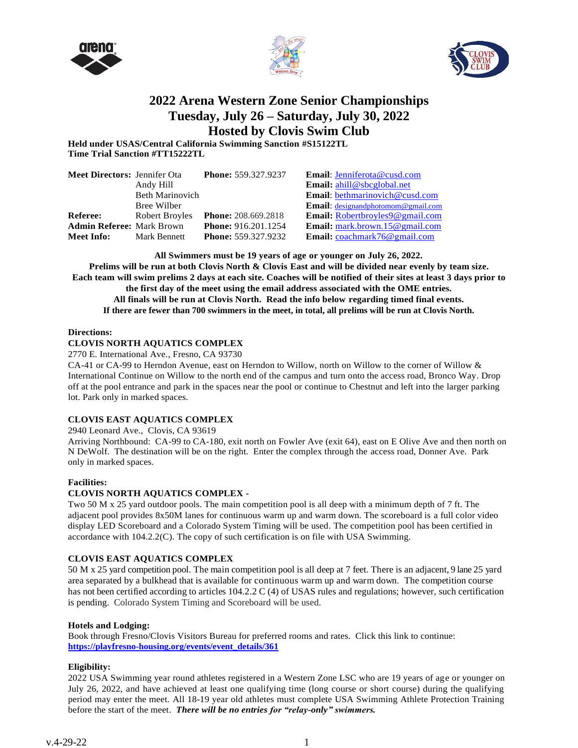# 2022 Arena Western Zone Senior Championships
## Tuesday, July 26 – Saturday, July 30, 2022
## Hosted by Clovis Swim Club

**Held under USAS/Central California Swimming Sanction #S15122TL**
**Time Trial Sanction #TT15222TL**

| | | | |
|---|---|---|---|
| **Meet Directors:** | Jennifer Ota | **Phone:** 559.327.9237 | **Email**: Jenniferota@cusd.com |
| | Andy Hill | | **Email:** ahill@sbcglobal.net |
| | Beth Marinovich | | **Email**: bethmarinovich@cusd.com |
| | Bree Wilber | | **Email**: designandphotomom@gmail.com |
| **Referee:** | Robert Broyles | **Phone:** 208.669.2818 | **Email:** Robertbroyles9@gmail.com |
| **Admin Referee:** | Mark Brown | **Phone:** 916.201.1254 | **Email:** mark.brown.15@gmail.com |
| **Meet Info:** | Mark Bennett | **Phone:** 559.327.9232 | **Email:** coachmark76@gmail.com |

**All Swimmers must be 19 years of age or younger on July 26, 2022.**
**Prelims will be run at both Clovis North & Clovis East and will be divided near evenly by team size.**
**Each team will swim prelims 2 days at each site. Coaches will be notified of their sites at least 3 days prior to the first day of the meet using the email address associated with the OME entries.**
**All finals will be run at Clovis North. Read the info below regarding timed final events.**
**If there are fewer than 700 swimmers in the meet, in total, all prelims will be run at Clovis North.**

**Directions:**

**CLOVIS NORTH AQUATICS COMPLEX**

2770 E. International Ave., Fresno, CA 93730

CA-41 or CA-99 to Herndon Avenue, east on Herndon to Willow, north on Willow to the corner of Willow & International Continue on Willow to the north end of the campus and turn onto the access road, Bronco Way. Drop off at the pool entrance and park in the spaces near the pool or continue to Chestnut and left into the larger parking lot. Park only in marked spaces.

**CLOVIS EAST AQUATICS COMPLEX**

2940 Leonard Ave., Clovis, CA 93619

Arriving Northbound: CA-99 to CA-180, exit north on Fowler Ave (exit 64), east on E Olive Ave and then north on N DeWolf. The destination will be on the right. Enter the complex through the access road, Donner Ave. Park only in marked spaces.

**Facilities:**

**CLOVIS NORTH AQUATICS COMPLEX -**

Two 50 M x 25 yard outdoor pools. The main competition pool is all deep with a minimum depth of 7 ft. The adjacent pool provides 8x50M lanes for continuous warm up and warm down. The scoreboard is a full color video display LED Scoreboard and a Colorado System Timing will be used. The competition pool has been certified in accordance with 104.2.2(C). The copy of such certification is on file with USA Swimming.

**CLOVIS EAST AQUATICS COMPLEX**

50 M x 25 yard competition pool. The main competition pool is all deep at 7 feet. There is an adjacent, 9 lane 25 yard area separated by a bulkhead that is available for continuous warm up and warm down. The competition course has not been certified according to articles 104.2.2 C (4) of USAS rules and regulations; however, such certification is pending. Colorado System Timing and Scoreboard will be used.

**Hotels and Lodging:**

Book through Fresno/Clovis Visitors Bureau for preferred rooms and rates. Click this link to continue: **https://playfresno-housing.org/events/event_details/361**

**Eligibility:**

2022 USA Swimming year round athletes registered in a Western Zone LSC who are 19 years of age or younger on July 26, 2022, and have achieved at least one qualifying time (long course or short course) during the qualifying period may enter the meet. All 18-19 year old athletes must complete USA Swimming Athlete Protection Training before the start of the meet. ***There will be no entries for "relay-only" swimmers.***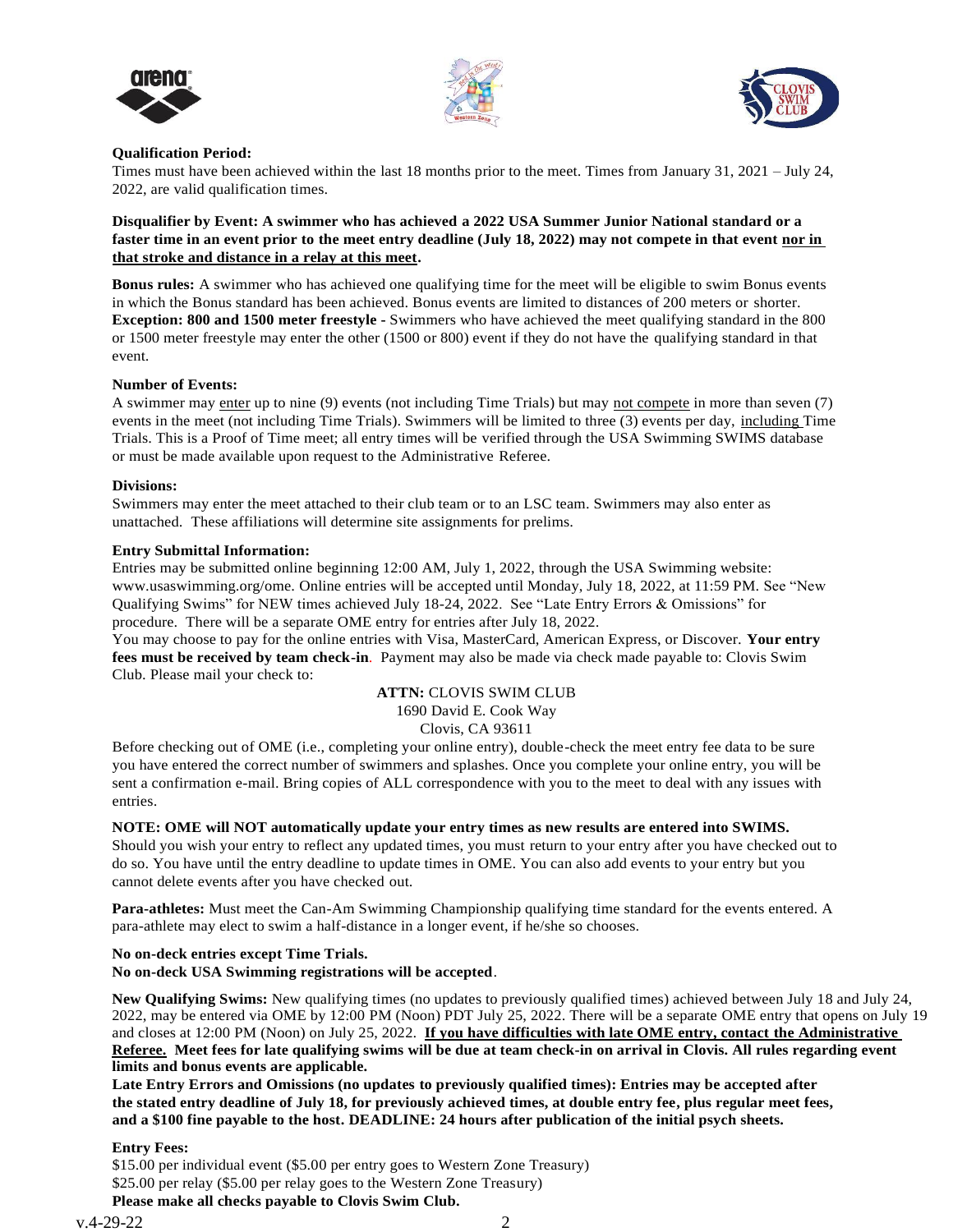**Qualification Period:**

Times must have been achieved within the last 18 months prior to the meet. Times from January 31, 2021 – July 24, 2022, are valid qualification times.

**Disqualifier by Event: A swimmer who has achieved a 2022 USA Summer Junior National standard or a faster time in an event prior to the meet entry deadline (July 18, 2022) may not compete in that event nor in that stroke and distance in a relay at this meet.**

**Bonus rules:** A swimmer who has achieved one qualifying time for the meet will be eligible to swim Bonus events in which the Bonus standard has been achieved. Bonus events are limited to distances of 200 meters or shorter.
**Exception: 800 and 1500 meter freestyle** - Swimmers who have achieved the meet qualifying standard in the 800 or 1500 meter freestyle may enter the other (1500 or 800) event if they do not have the qualifying standard in that event.

**Number of Events:**

A swimmer may enter up to nine (9) events (not including Time Trials) but may not compete in more than seven (7) events in the meet (not including Time Trials). Swimmers will be limited to three (3) events per day, including Time Trials. This is a Proof of Time meet; all entry times will be verified through the USA Swimming SWIMS database or must be made available upon request to the Administrative Referee.

**Divisions:**

Swimmers may enter the meet attached to their club team or to an LSC team. Swimmers may also enter as unattached. These affiliations will determine site assignments for prelims.

**Entry Submittal Information:**

Entries may be submitted online beginning 12:00 AM, July 1, 2022, through the USA Swimming website: www.usaswimming.org/ome. Online entries will be accepted until Monday, July 18, 2022, at 11:59 PM. See "New Qualifying Swims" for NEW times achieved July 18-24, 2022. See "Late Entry Errors & Omissions" for procedure. There will be a separate OME entry for entries after July 18, 2022.
You may choose to pay for the online entries with Visa, MasterCard, American Express, or Discover. **Your entry fees must be received by team check-in**. Payment may also be made via check made payable to: Clovis Swim Club. Please mail your check to:

**ATTN:** CLOVIS SWIM CLUB
1690 David E. Cook Way
Clovis, CA 93611

Before checking out of OME (i.e., completing your online entry), double-check the meet entry fee data to be sure you have entered the correct number of swimmers and splashes. Once you complete your online entry, you will be sent a confirmation e-mail. Bring copies of ALL correspondence with you to the meet to deal with any issues with entries.

**NOTE: OME will NOT automatically update your entry times as new results are entered into SWIMS.**
Should you wish your entry to reflect any updated times, you must return to your entry after you have checked out to do so. You have until the entry deadline to update times in OME. You can also add events to your entry but you cannot delete events after you have checked out.

**Para-athletes:** Must meet the Can-Am Swimming Championship qualifying time standard for the events entered. A para-athlete may elect to swim a half-distance in a longer event, if he/she so chooses.

**No on-deck entries except Time Trials.**
**No on-deck USA Swimming registrations will be accepted**.

**New Qualifying Swims:** New qualifying times (no updates to previously qualified times) achieved between July 18 and July 24, 2022, may be entered via OME by 12:00 PM (Noon) PDT July 25, 2022. There will be a separate OME entry that opens on July 19 and closes at 12:00 PM (Noon) on July 25, 2022. **If you have difficulties with late OME entry, contact the Administrative Referee. Meet fees for late qualifying swims will be due at team check-in on arrival in Clovis. All rules regarding event limits and bonus events are applicable.**
**Late Entry Errors and Omissions (no updates to previously qualified times): Entries may be accepted after the stated entry deadline of July 18, for previously achieved times, at double entry fee, plus regular meet fees, and a $100 fine payable to the host. DEADLINE: 24 hours after publication of the initial psych sheets.**

**Entry Fees:**

$15.00 per individual event ($5.00 per entry goes to Western Zone Treasury)
$25.00 per relay ($5.00 per relay goes to the Western Zone Treasury)
**Please make all checks payable to Clovis Swim Club.**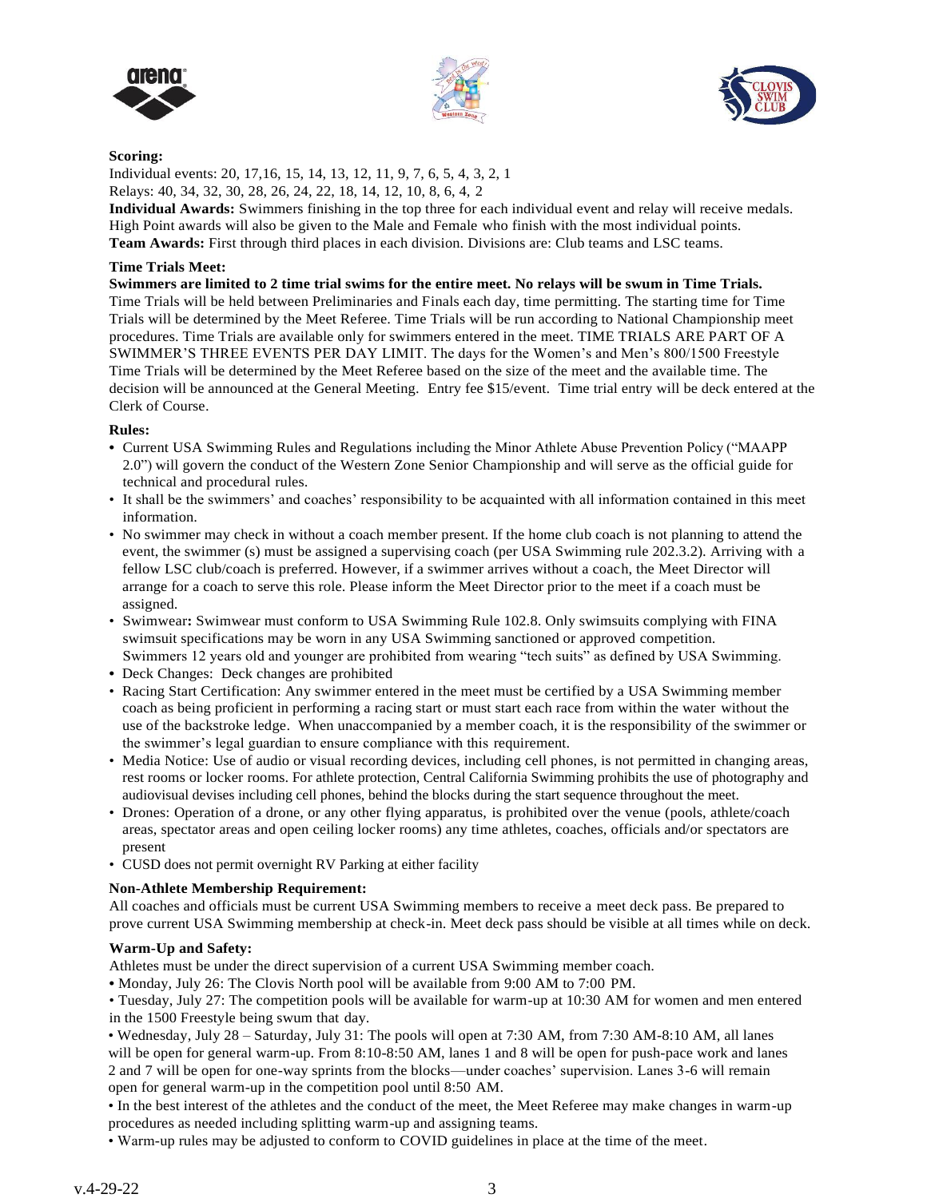**Scoring:**

Individual events: 20, 17,16, 15, 14, 13, 12, 11, 9, 7, 6, 5, 4, 3, 2, 1

Relays: 40, 34, 32, 30, 28, 26, 24, 22, 18, 14, 12, 10, 8, 6, 4, 2

**Individual Awards:** Swimmers finishing in the top three for each individual event and relay will receive medals. High Point awards will also be given to the Male and Female who finish with the most individual points.

**Team Awards:** First through third places in each division. Divisions are: Club teams and LSC teams.

**Time Trials Meet:**

**Swimmers are limited to 2 time trial swims for the entire meet. No relays will be swum in Time Trials.**

Time Trials will be held between Preliminaries and Finals each day, time permitting. The starting time for Time Trials will be determined by the Meet Referee. Time Trials will be run according to National Championship meet procedures. Time Trials are available only for swimmers entered in the meet. TIME TRIALS ARE PART OF A SWIMMER'S THREE EVENTS PER DAY LIMIT. The days for the Women's and Men's 800/1500 Freestyle Time Trials will be determined by the Meet Referee based on the size of the meet and the available time. The decision will be announced at the General Meeting. Entry fee $15/event. Time trial entry will be deck entered at the Clerk of Course.

**Rules:**

- Current USA Swimming Rules and Regulations including the Minor Athlete Abuse Prevention Policy ("MAAPP 2.0") will govern the conduct of the Western Zone Senior Championship and will serve as the official guide for technical and procedural rules.
- It shall be the swimmers' and coaches' responsibility to be acquainted with all information contained in this meet information.
- No swimmer may check in without a coach member present. If the home club coach is not planning to attend the event, the swimmer (s) must be assigned a supervising coach (per USA Swimming rule 202.3.2). Arriving with a fellow LSC club/coach is preferred. However, if a swimmer arrives without a coach, the Meet Director will arrange for a coach to serve this role. Please inform the Meet Director prior to the meet if a coach must be assigned.
- Swimwear**:** Swimwear must conform to USA Swimming Rule 102.8. Only swimsuits complying with FINA swimsuit specifications may be worn in any USA Swimming sanctioned or approved competition. Swimmers 12 years old and younger are prohibited from wearing "tech suits" as defined by USA Swimming.
- Deck Changes: Deck changes are prohibited
- Racing Start Certification: Any swimmer entered in the meet must be certified by a USA Swimming member coach as being proficient in performing a racing start or must start each race from within the water without the use of the backstroke ledge. When unaccompanied by a member coach, it is the responsibility of the swimmer or the swimmer's legal guardian to ensure compliance with this requirement.
- Media Notice: Use of audio or visual recording devices, including cell phones, is not permitted in changing areas, rest rooms or locker rooms. For athlete protection, Central California Swimming prohibits the use of photography and audiovisual devises including cell phones, behind the blocks during the start sequence throughout the meet.
- Drones: Operation of a drone, or any other flying apparatus, is prohibited over the venue (pools, athlete/coach areas, spectator areas and open ceiling locker rooms) any time athletes, coaches, officials and/or spectators are present
- CUSD does not permit overnight RV Parking at either facility

**Non-Athlete Membership Requirement:**

All coaches and officials must be current USA Swimming members to receive a meet deck pass. Be prepared to prove current USA Swimming membership at check-in. Meet deck pass should be visible at all times while on deck.

**Warm-Up and Safety:**

Athletes must be under the direct supervision of a current USA Swimming member coach.

- Monday, July 26: The Clovis North pool will be available from 9:00 AM to 7:00 PM.
- Tuesday, July 27: The competition pools will be available for warm-up at 10:30 AM for women and men entered in the 1500 Freestyle being swum that day.
- Wednesday, July 28 – Saturday, July 31: The pools will open at 7:30 AM, from 7:30 AM-8:10 AM, all lanes will be open for general warm-up. From 8:10-8:50 AM, lanes 1 and 8 will be open for push-pace work and lanes 2 and 7 will be open for one-way sprints from the blocks—under coaches' supervision. Lanes 3-6 will remain open for general warm-up in the competition pool until 8:50 AM.
- In the best interest of the athletes and the conduct of the meet, the Meet Referee may make changes in warm-up procedures as needed including splitting warm-up and assigning teams.
- Warm-up rules may be adjusted to conform to COVID guidelines in place at the time of the meet.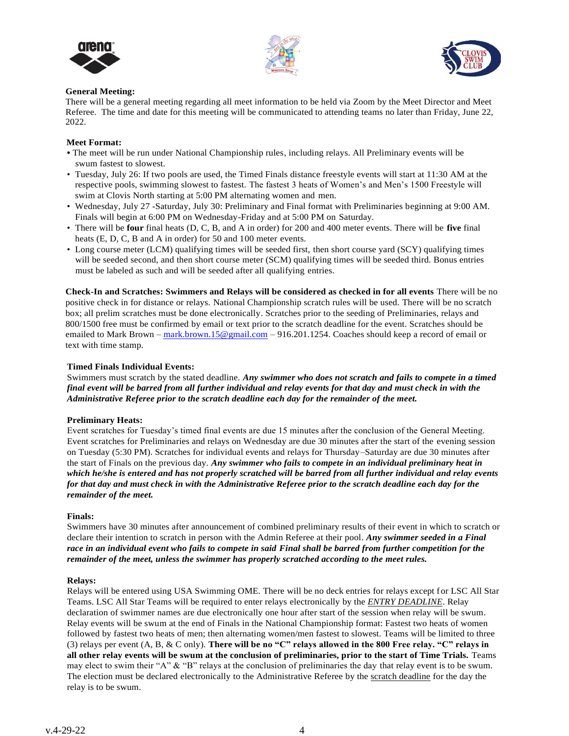**General Meeting:**
There will be a general meeting regarding all meet information to be held via Zoom by the Meet Director and Meet Referee. The time and date for this meeting will be communicated to attending teams no later than Friday, June 22, 2022.

**Meet Format:**

- The meet will be run under National Championship rules, including relays. All Preliminary events will be swum fastest to slowest.
- Tuesday, July 26: If two pools are used, the Timed Finals distance freestyle events will start at 11:30 AM at the respective pools, swimming slowest to fastest. The fastest 3 heats of Women's and Men's 1500 Freestyle will swim at Clovis North starting at 5:00 PM alternating women and men.
- Wednesday, July 27 -Saturday, July 30: Preliminary and Final format with Preliminaries beginning at 9:00 AM. Finals will begin at 6:00 PM on Wednesday-Friday and at 5:00 PM on Saturday.
- There will be **four** final heats (D, C, B, and A in order) for 200 and 400 meter events. There will be **five** final heats (E, D, C, B and A in order) for 50 and 100 meter events.
- Long course meter (LCM) qualifying times will be seeded first, then short course yard (SCY) qualifying times will be seeded second, and then short course meter (SCM) qualifying times will be seeded third. Bonus entries must be labeled as such and will be seeded after all qualifying entries.

**Check-In and Scratches: Swimmers and Relays will be considered as checked in for all events** There will be no positive check in for distance or relays. National Championship scratch rules will be used. There will be no scratch box; all prelim scratches must be done electronically. Scratches prior to the seeding of Preliminaries, relays and 800/1500 free must be confirmed by email or text prior to the scratch deadline for the event. Scratches should be emailed to Mark Brown – mark.brown.15@gmail.com – 916.201.1254. Coaches should keep a record of email or text with time stamp.

**Timed Finals Individual Events:**
Swimmers must scratch by the stated deadline. ***Any swimmer who does not scratch and fails to compete in a timed final event will be barred from all further individual and relay events for that day and must check in with the Administrative Referee prior to the scratch deadline each day for the remainder of the meet.***

**Preliminary Heats:**
Event scratches for Tuesday's timed final events are due 15 minutes after the conclusion of the General Meeting. Event scratches for Preliminaries and relays on Wednesday are due 30 minutes after the start of the evening session on Tuesday (5:30 PM). Scratches for individual events and relays for Thursday–Saturday are due 30 minutes after the start of Finals on the previous day. ***Any swimmer who fails to compete in an individual preliminary heat in which he/she is entered and has not properly scratched will be barred from all further individual and relay events for that day and must check in with the Administrative Referee prior to the scratch deadline each day for the remainder of the meet.***

**Finals:**
Swimmers have 30 minutes after announcement of combined preliminary results of their event in which to scratch or declare their intention to scratch in person with the Admin Referee at their pool. ***Any swimmer seeded in a Final race in an individual event who fails to compete in said Final shall be barred from further competition for the remainder of the meet, unless the swimmer has properly scratched according to the meet rules.***

**Relays:**
Relays will be entered using USA Swimming OME. There will be no deck entries for relays except for LSC All Star Teams. LSC All Star Teams will be required to enter relays electronically by the *ENTRY DEADLINE*. Relay declaration of swimmer names are due electronically one hour after start of the session when relay will be swum. Relay events will be swum at the end of Finals in the National Championship format: Fastest two heats of women followed by fastest two heats of men; then alternating women/men fastest to slowest. Teams will be limited to three (3) relays per event (A, B, & C only). **There will be no "C" relays allowed in the 800 Free relay. "C" relays in all other relay events will be swum at the conclusion of preliminaries, prior to the start of Time Trials.** Teams may elect to swim their "A" & "B" relays at the conclusion of preliminaries the day that relay event is to be swum. The election must be declared electronically to the Administrative Referee by the scratch deadline for the day the relay is to be swum.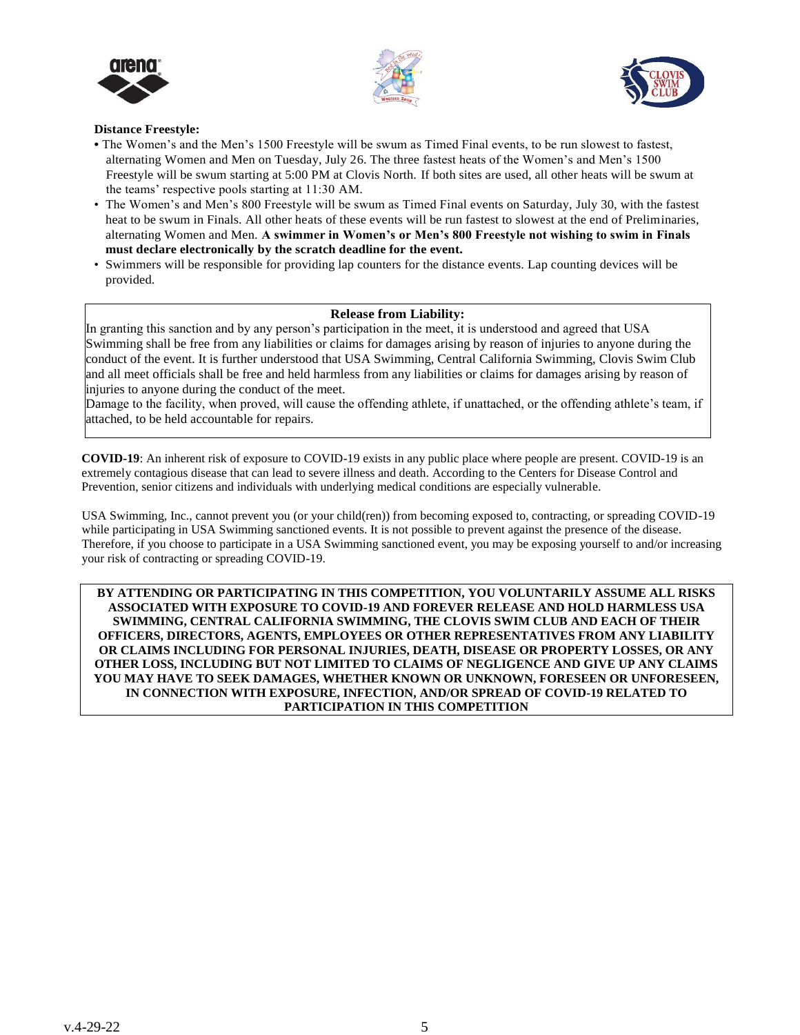**Distance Freestyle:**

- The Women's and the Men's 1500 Freestyle will be swum as Timed Final events, to be run slowest to fastest, alternating Women and Men on Tuesday, July 26. The three fastest heats of the Women's and Men's 1500 Freestyle will be swum starting at 5:00 PM at Clovis North. If both sites are used, all other heats will be swum at the teams' respective pools starting at 11:30 AM.
- The Women's and Men's 800 Freestyle will be swum as Timed Final events on Saturday, July 30, with the fastest heat to be swum in Finals. All other heats of these events will be run fastest to slowest at the end of Preliminaries, alternating Women and Men. **A swimmer in Women's or Men's 800 Freestyle not wishing to swim in Finals must declare electronically by the scratch deadline for the event.**
- Swimmers will be responsible for providing lap counters for the distance events. Lap counting devices will be provided.

**Release from Liability:**

In granting this sanction and by any person's participation in the meet, it is understood and agreed that USA Swimming shall be free from any liabilities or claims for damages arising by reason of injuries to anyone during the conduct of the event. It is further understood that USA Swimming, Central California Swimming, Clovis Swim Club and all meet officials shall be free and held harmless from any liabilities or claims for damages arising by reason of injuries to anyone during the conduct of the meet.

Damage to the facility, when proved, will cause the offending athlete, if unattached, or the offending athlete's team, if attached, to be held accountable for repairs.

**COVID-19**: An inherent risk of exposure to COVID-19 exists in any public place where people are present. COVID-19 is an extremely contagious disease that can lead to severe illness and death. According to the Centers for Disease Control and Prevention, senior citizens and individuals with underlying medical conditions are especially vulnerable.

USA Swimming, Inc., cannot prevent you (or your child(ren)) from becoming exposed to, contracting, or spreading COVID-19 while participating in USA Swimming sanctioned events. It is not possible to prevent against the presence of the disease. Therefore, if you choose to participate in a USA Swimming sanctioned event, you may be exposing yourself to and/or increasing your risk of contracting or spreading COVID-19.

**BY ATTENDING OR PARTICIPATING IN THIS COMPETITION, YOU VOLUNTARILY ASSUME ALL RISKS ASSOCIATED WITH EXPOSURE TO COVID-19 AND FOREVER RELEASE AND HOLD HARMLESS USA SWIMMING, CENTRAL CALIFORNIA SWIMMING, THE CLOVIS SWIM CLUB AND EACH OF THEIR OFFICERS, DIRECTORS, AGENTS, EMPLOYEES OR OTHER REPRESENTATIVES FROM ANY LIABILITY OR CLAIMS INCLUDING FOR PERSONAL INJURIES, DEATH, DISEASE OR PROPERTY LOSSES, OR ANY OTHER LOSS, INCLUDING BUT NOT LIMITED TO CLAIMS OF NEGLIGENCE AND GIVE UP ANY CLAIMS YOU MAY HAVE TO SEEK DAMAGES, WHETHER KNOWN OR UNKNOWN, FORESEEN OR UNFORESEEN, IN CONNECTION WITH EXPOSURE, INFECTION, AND/OR SPREAD OF COVID-19 RELATED TO PARTICIPATION IN THIS COMPETITION**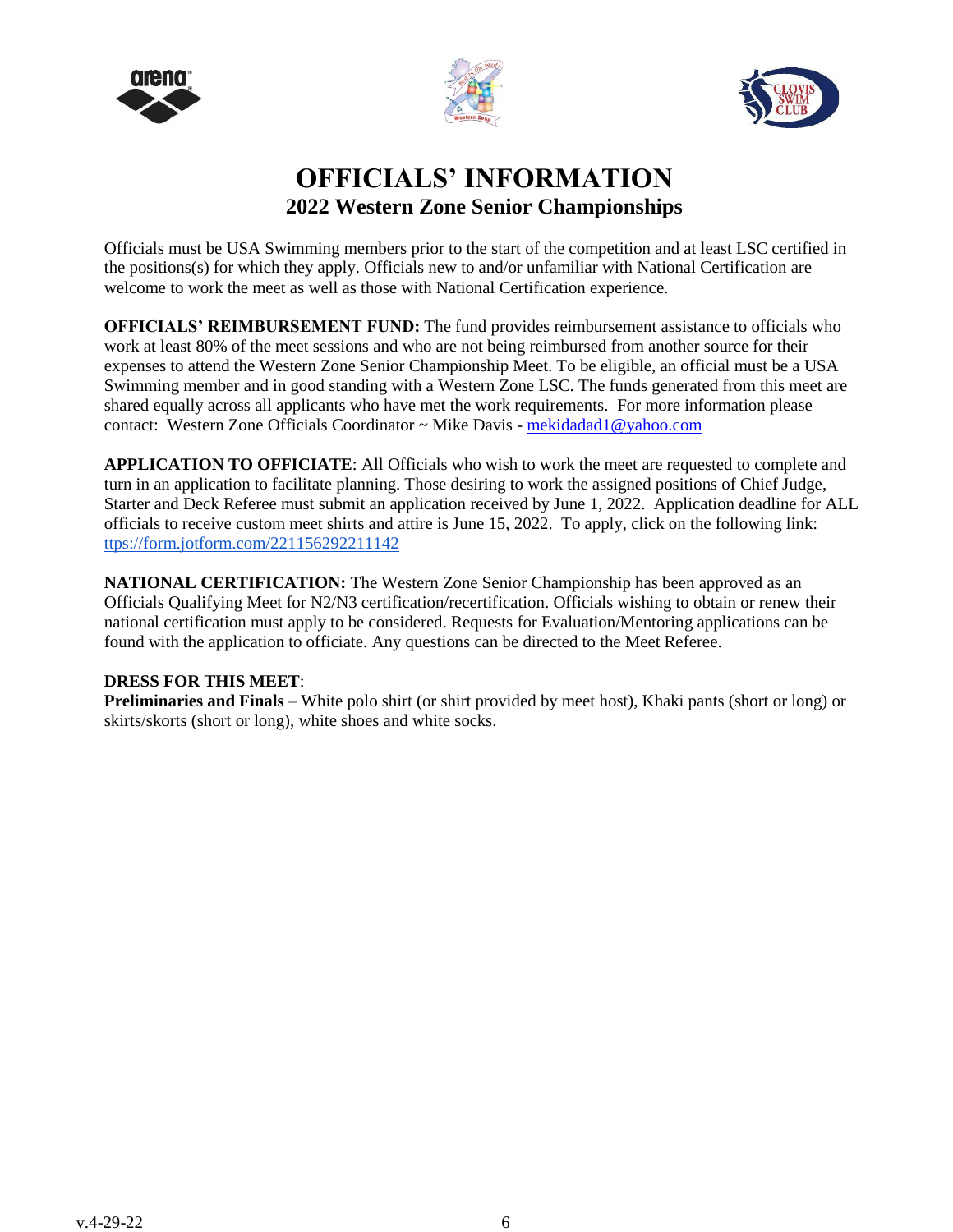# OFFICIALS' INFORMATION

## 2022 Western Zone Senior Championships

Officials must be USA Swimming members prior to the start of the competition and at least LSC certified in the positions(s) for which they apply. Officials new to and/or unfamiliar with National Certification are welcome to work the meet as well as those with National Certification experience.

**OFFICIALS' REIMBURSEMENT FUND:** The fund provides reimbursement assistance to officials who work at least 80% of the meet sessions and who are not being reimbursed from another source for their expenses to attend the Western Zone Senior Championship Meet. To be eligible, an official must be a USA Swimming member and in good standing with a Western Zone LSC. The funds generated from this meet are shared equally across all applicants who have met the work requirements. For more information please contact: Western Zone Officials Coordinator ~ Mike Davis - mekidadad1@yahoo.com

**APPLICATION TO OFFICIATE**: All Officials who wish to work the meet are requested to complete and turn in an application to facilitate planning. Those desiring to work the assigned positions of Chief Judge, Starter and Deck Referee must submit an application received by June 1, 2022. Application deadline for ALL officials to receive custom meet shirts and attire is June 15, 2022. To apply, click on the following link: ttps://form.jotform.com/221156292211142

**NATIONAL CERTIFICATION:** The Western Zone Senior Championship has been approved as an Officials Qualifying Meet for N2/N3 certification/recertification. Officials wishing to obtain or renew their national certification must apply to be considered. Requests for Evaluation/Mentoring applications can be found with the application to officiate. Any questions can be directed to the Meet Referee.

**DRESS FOR THIS MEET**:

**Preliminaries and Finals** – White polo shirt (or shirt provided by meet host), Khaki pants (short or long) or skirts/skorts (short or long), white shoes and white socks.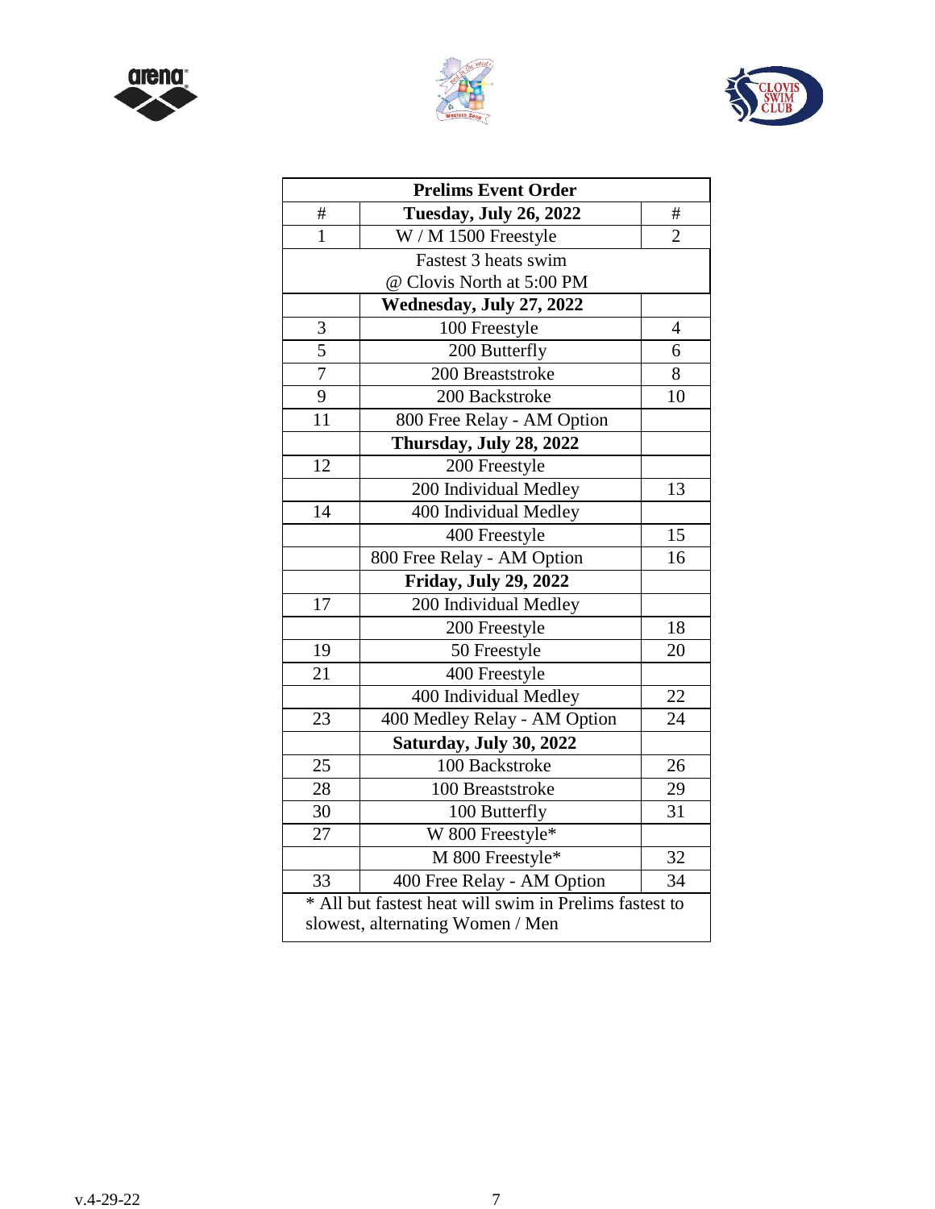| Prelims Event Order | | |
|---|---|---|
| # | **Tuesday, July 26, 2022** | # |
| 1 | W / M 1500 Freestyle | 2 |
| | Fastest 3 heats swim @ Clovis North at 5:00 PM | |
| | **Wednesday, July 27, 2022** | |
| 3 | 100 Freestyle | 4 |
| 5 | 200 Butterfly | 6 |
| 7 | 200 Breaststroke | 8 |
| 9 | 200 Backstroke | 10 |
| 11 | 800 Free Relay - AM Option | |
| | **Thursday, July 28, 2022** | |
| 12 | 200 Freestyle | |
| | 200 Individual Medley | 13 |
| 14 | 400 Individual Medley | |
| | 400 Freestyle | 15 |
| | 800 Free Relay - AM Option | 16 |
| | **Friday, July 29, 2022** | |
| 17 | 200 Individual Medley | |
| | 200 Freestyle | 18 |
| 19 | 50 Freestyle | 20 |
| 21 | 400 Freestyle | |
| | 400 Individual Medley | 22 |
| 23 | 400 Medley Relay - AM Option | 24 |
| | **Saturday, July 30, 2022** | |
| 25 | 100 Backstroke | 26 |
| 28 | 100 Breaststroke | 29 |
| 30 | 100 Butterfly | 31 |
| 27 | W 800 Freestyle* | |
| | M 800 Freestyle* | 32 |
| 33 | 400 Free Relay - AM Option | 34 |
| * All but fastest heat will swim in Prelims fastest to slowest, alternating Women / Men | | |

v.4-29-22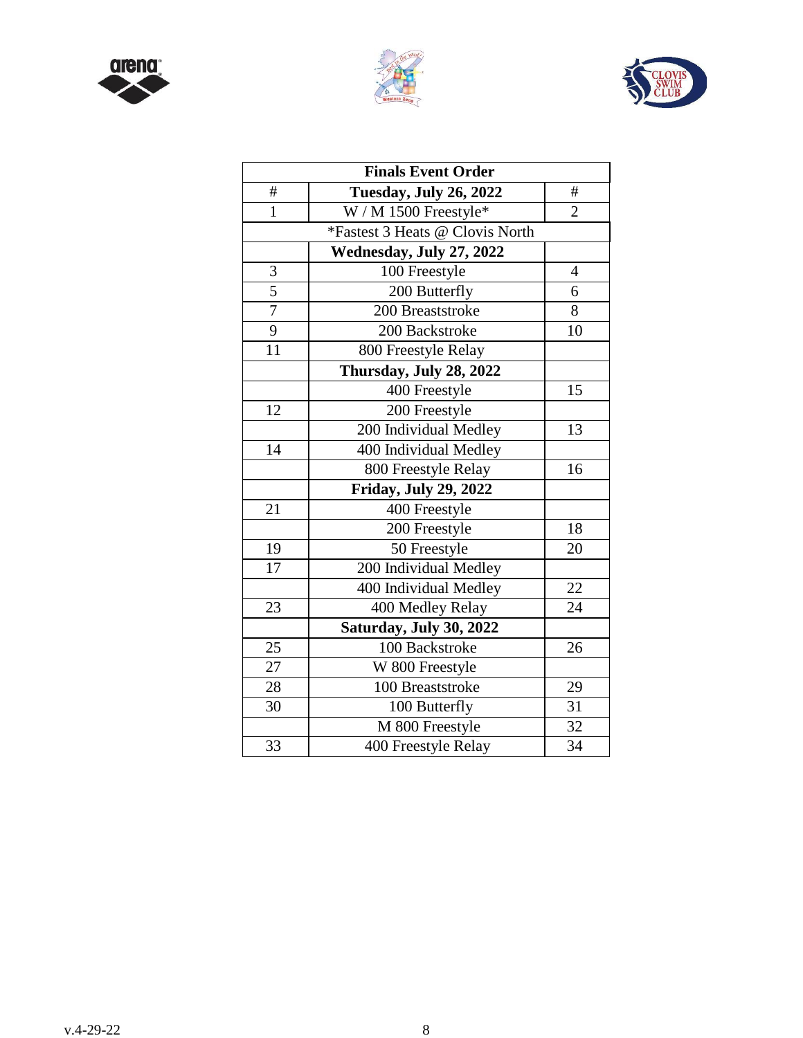| Finals Event Order | | |
|---|---|---|
| # | **Tuesday, July 26, 2022** | # |
| 1 | W / M 1500 Freestyle* | 2 |
| | *Fastest 3 Heats @ Clovis North | |
| | **Wednesday, July 27, 2022** | |
| 3 | 100 Freestyle | 4 |
| 5 | 200 Butterfly | 6 |
| 7 | 200 Breaststroke | 8 |
| 9 | 200 Backstroke | 10 |
| 11 | 800 Freestyle Relay | |
| | **Thursday, July 28, 2022** | |
| | 400 Freestyle | 15 |
| 12 | 200 Freestyle | |
| | 200 Individual Medley | 13 |
| 14 | 400 Individual Medley | |
| | 800 Freestyle Relay | 16 |
| | **Friday, July 29, 2022** | |
| 21 | 400 Freestyle | |
| | 200 Freestyle | 18 |
| 19 | 50 Freestyle | 20 |
| 17 | 200 Individual Medley | |
| | 400 Individual Medley | 22 |
| 23 | 400 Medley Relay | 24 |
| | **Saturday, July 30, 2022** | |
| 25 | 100 Backstroke | 26 |
| 27 | W 800 Freestyle | |
| 28 | 100 Breaststroke | 29 |
| 30 | 100 Butterfly | 31 |
| | M 800 Freestyle | 32 |
| 33 | 400 Freestyle Relay | 34 |

v.4-29-22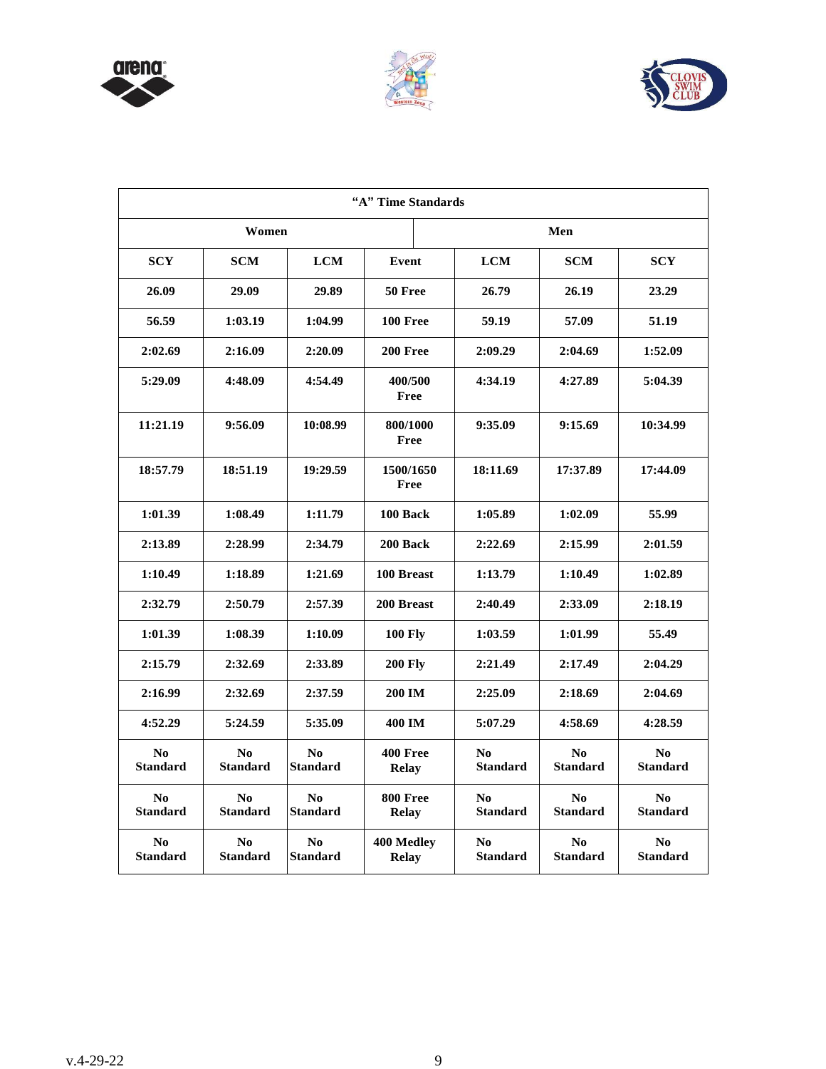| "A" Time Standards | | | | | | |
|---|---|---|---|---|---|---|
| Women | | | | Men | | |
| SCY | SCM | LCM | Event | LCM | SCM | SCY |
| 26.09 | 29.09 | 29.89 | 50 Free | 26.79 | 26.19 | 23.29 |
| 56.59 | 1:03.19 | 1:04.99 | 100 Free | 59.19 | 57.09 | 51.19 |
| 2:02.69 | 2:16.09 | 2:20.09 | 200 Free | 2:09.29 | 2:04.69 | 1:52.09 |
| 5:29.09 | 4:48.09 | 4:54.49 | 400/500 Free | 4:34.19 | 4:27.89 | 5:04.39 |
| 11:21.19 | 9:56.09 | 10:08.99 | 800/1000 Free | 9:35.09 | 9:15.69 | 10:34.99 |
| 18:57.79 | 18:51.19 | 19:29.59 | 1500/1650 Free | 18:11.69 | 17:37.89 | 17:44.09 |
| 1:01.39 | 1:08.49 | 1:11.79 | 100 Back | 1:05.89 | 1:02.09 | 55.99 |
| 2:13.89 | 2:28.99 | 2:34.79 | 200 Back | 2:22.69 | 2:15.99 | 2:01.59 |
| 1:10.49 | 1:18.89 | 1:21.69 | 100 Breast | 1:13.79 | 1:10.49 | 1:02.89 |
| 2:32.79 | 2:50.79 | 2:57.39 | 200 Breast | 2:40.49 | 2:33.09 | 2:18.19 |
| 1:01.39 | 1:08.39 | 1:10.09 | 100 Fly | 1:03.59 | 1:01.99 | 55.49 |
| 2:15.79 | 2:32.69 | 2:33.89 | 200 Fly | 2:21.49 | 2:17.49 | 2:04.29 |
| 2:16.99 | 2:32.69 | 2:37.59 | 200 IM | 2:25.09 | 2:18.69 | 2:04.69 |
| 4:52.29 | 5:24.59 | 5:35.09 | 400 IM | 5:07.29 | 4:58.69 | 4:28.59 |
| No Standard | No Standard | No Standard | 400 Free Relay | No Standard | No Standard | No Standard |
| No Standard | No Standard | No Standard | 800 Free Relay | No Standard | No Standard | No Standard |
| No Standard | No Standard | No Standard | 400 Medley Relay | No Standard | No Standard | No Standard |

v.4-29-22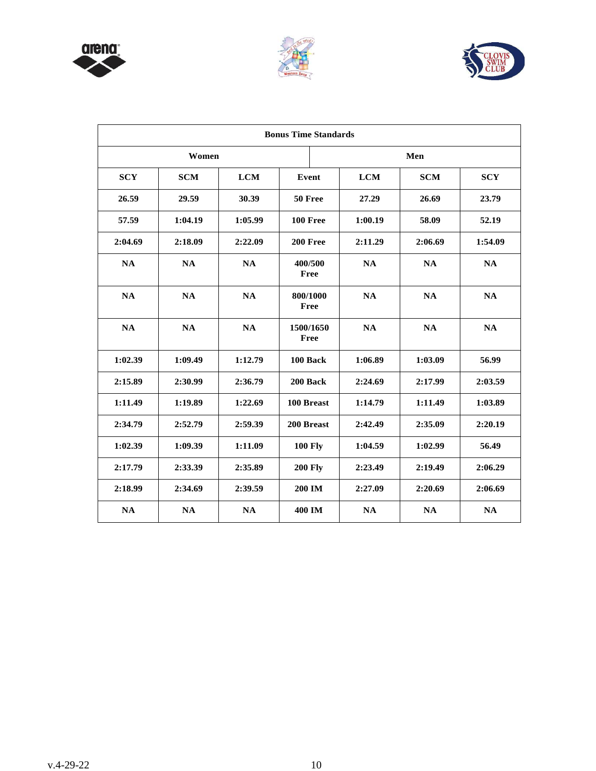| Bonus Time Standards | | | | | | |
|---|---|---|---|---|---|---|
| **Women** | | | | **Men** | | |
| **SCY** | **SCM** | **LCM** | **Event** | **LCM** | **SCM** | **SCY** |
| 26.59 | 29.59 | 30.39 | 50 Free | 27.29 | 26.69 | 23.79 |
| 57.59 | 1:04.19 | 1:05.99 | 100 Free | 1:00.19 | 58.09 | 52.19 |
| 2:04.69 | 2:18.09 | 2:22.09 | 200 Free | 2:11.29 | 2:06.69 | 1:54.09 |
| NA | NA | NA | 400/500 Free | NA | NA | NA |
| NA | NA | NA | 800/1000 Free | NA | NA | NA |
| NA | NA | NA | 1500/1650 Free | NA | NA | NA |
| 1:02.39 | 1:09.49 | 1:12.79 | 100 Back | 1:06.89 | 1:03.09 | 56.99 |
| 2:15.89 | 2:30.99 | 2:36.79 | 200 Back | 2:24.69 | 2:17.99 | 2:03.59 |
| 1:11.49 | 1:19.89 | 1:22.69 | 100 Breast | 1:14.79 | 1:11.49 | 1:03.89 |
| 2:34.79 | 2:52.79 | 2:59.39 | 200 Breast | 2:42.49 | 2:35.09 | 2:20.19 |
| 1:02.39 | 1:09.39 | 1:11.09 | 100 Fly | 1:04.59 | 1:02.99 | 56.49 |
| 2:17.79 | 2:33.39 | 2:35.89 | 200 Fly | 2:23.49 | 2:19.49 | 2:06.29 |
| 2:18.99 | 2:34.69 | 2:39.59 | 200 IM | 2:27.09 | 2:20.69 | 2:06.69 |
| NA | NA | NA | 400 IM | NA | NA | NA |

v.4-29-22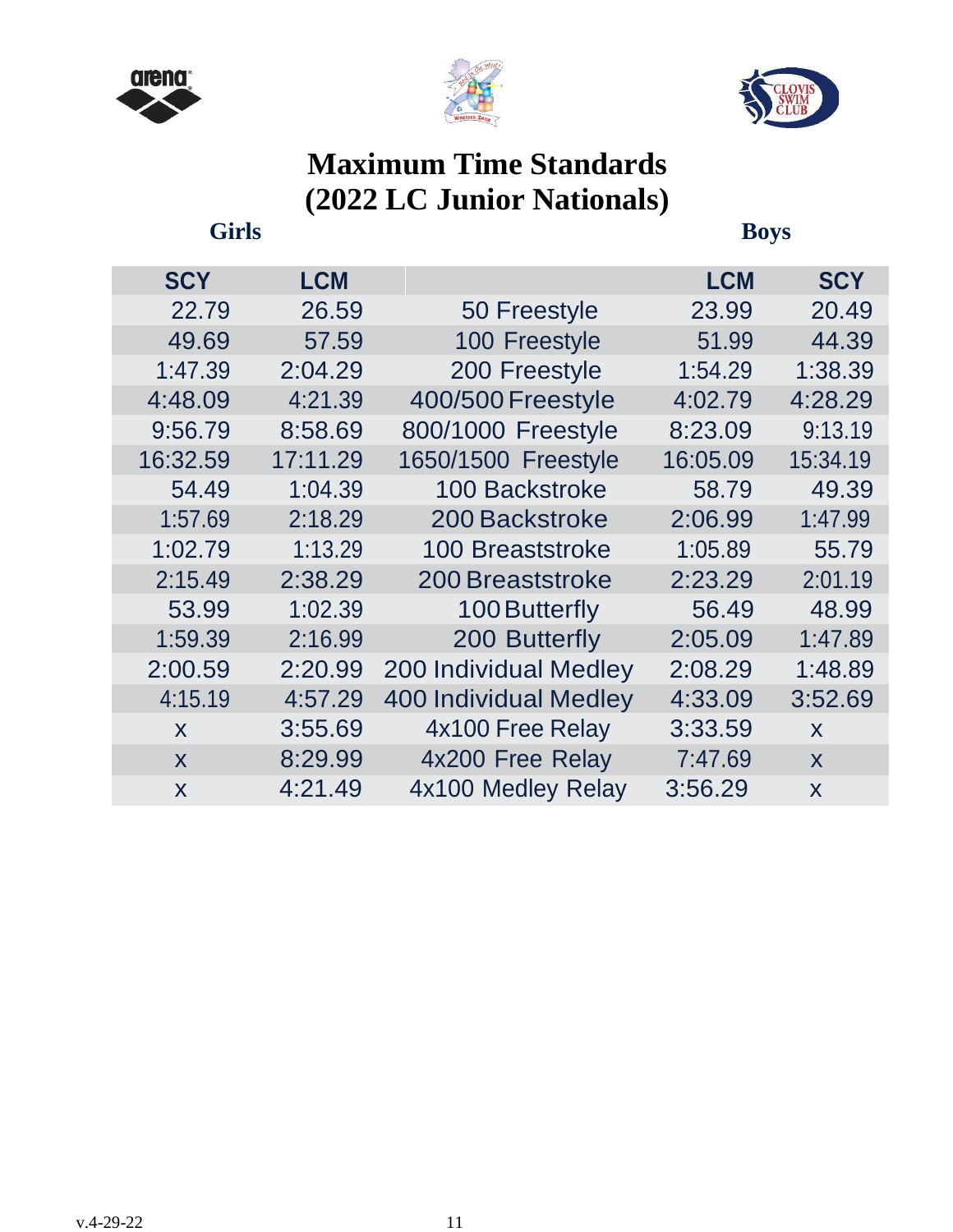# Maximum Time Standards
# (2022 LC Junior Nationals)

**Girls** **Boys**

| Girls SCY | Girls LCM | | Boys LCM | Boys SCY |
|---|---|---|---|---|
| 22.79 | 26.59 | 50 Freestyle | 23.99 | 20.49 |
| 49.69 | 57.59 | 100 Freestyle | 51.99 | 44.39 |
| 1:47.39 | 2:04.29 | 200 Freestyle | 1:54.29 | 1:38.39 |
| 4:48.09 | 4:21.39 | 400/500 Freestyle | 4:02.79 | 4:28.29 |
| 9:56.79 | 8:58.69 | 800/1000 Freestyle | 8:23.09 | 9:13.19 |
| 16:32.59 | 17:11.29 | 1650/1500 Freestyle | 16:05.09 | 15:34.19 |
| 54.49 | 1:04.39 | 100 Backstroke | 58.79 | 49.39 |
| 1:57.69 | 2:18.29 | 200 Backstroke | 2:06.99 | 1:47.99 |
| 1:02.79 | 1:13.29 | 100 Breaststroke | 1:05.89 | 55.79 |
| 2:15.49 | 2:38.29 | 200 Breaststroke | 2:23.29 | 2:01.19 |
| 53.99 | 1:02.39 | 100 Butterfly | 56.49 | 48.99 |
| 1:59.39 | 2:16.99 | 200 Butterfly | 2:05.09 | 1:47.89 |
| 2:00.59 | 2:20.99 | 200 Individual Medley | 2:08.29 | 1:48.89 |
| 4:15.19 | 4:57.29 | 400 Individual Medley | 4:33.09 | 3:52.69 |
| x | 3:55.69 | 4x100 Free Relay | 3:33.59 | x |
| x | 8:29.99 | 4x200 Free Relay | 7:47.69 | x |
| x | 4:21.49 | 4x100 Medley Relay | 3:56.29 | x |

v.4-29-22